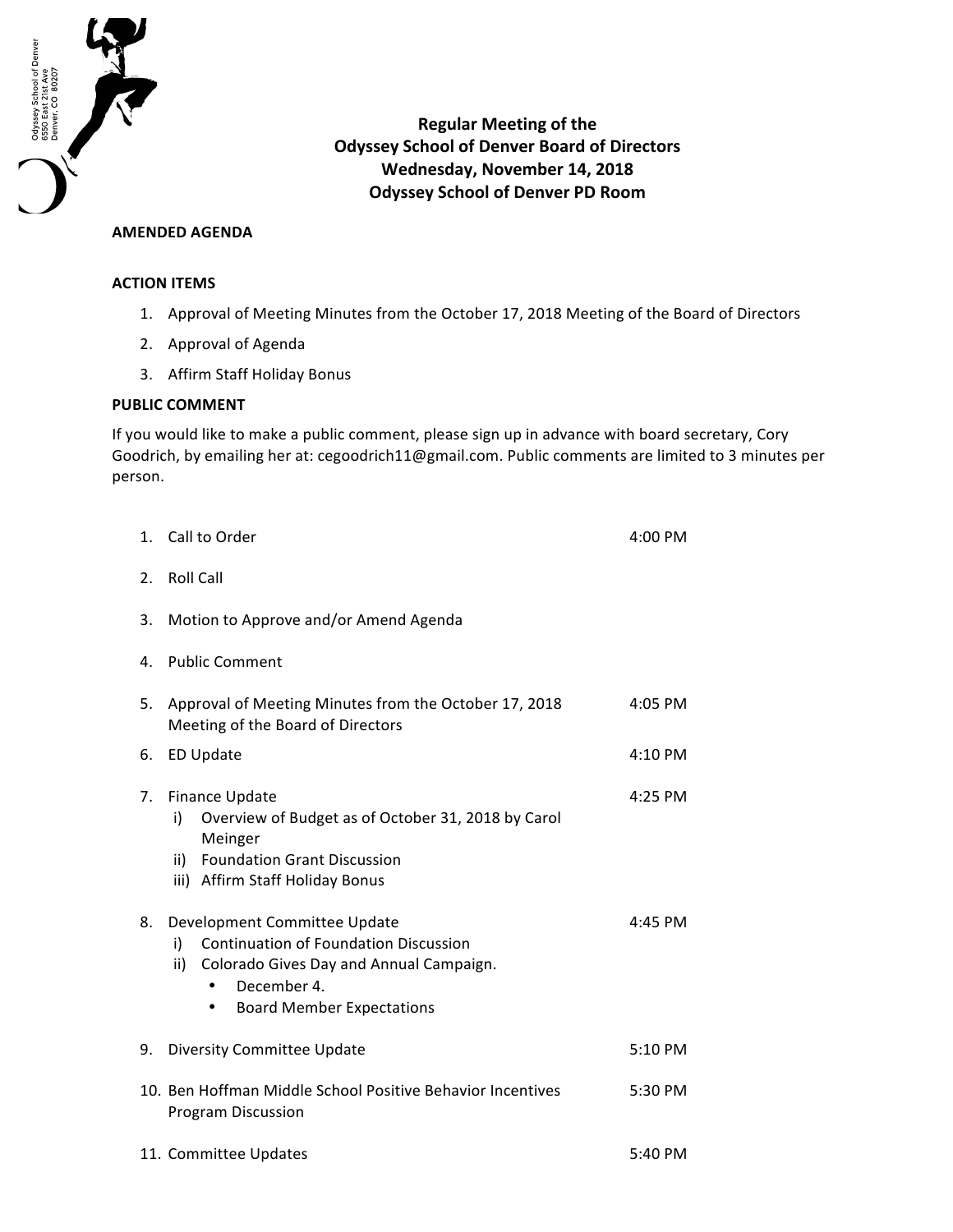Odyssey School of Denver
6550 East 21st Ave
Denver, CO 80207

# Regular Meeting of the
# Odyssey School of Denver Board of Directors
# Wednesday, November 14, 2018
# Odyssey School of Denver PD Room

**AMENDED AGENDA**

**ACTION ITEMS**

1. Approval of Meeting Minutes from the October 17, 2018 Meeting of the Board of Directors
2. Approval of Agenda
3. Affirm Staff Holiday Bonus

**PUBLIC COMMENT**

If you would like to make a public comment, please sign up in advance with board secretary, Cory Goodrich, by emailing her at: cegoodrich11@gmail.com. Public comments are limited to 3 minutes per person.

| | | |
|---|---|---|
| 1. | Call to Order | 4:00 PM |
| 2. | Roll Call | |
| 3. | Motion to Approve and/or Amend Agenda | |
| 4. | Public Comment | |
| 5. | Approval of Meeting Minutes from the October 17, 2018 Meeting of the Board of Directors | 4:05 PM |
| 6. | ED Update | 4:10 PM |
| 7. | Finance Update<br>i) Overview of Budget as of October 31, 2018 by Carol Meinger<br>ii) Foundation Grant Discussion<br>iii) Affirm Staff Holiday Bonus | 4:25 PM |
| 8. | Development Committee Update<br>i) Continuation of Foundation Discussion<br>ii) Colorado Gives Day and Annual Campaign.<br>• December 4.<br>• Board Member Expectations | 4:45 PM |
| 9. | Diversity Committee Update | 5:10 PM |
| 10. | Ben Hoffman Middle School Positive Behavior Incentives Program Discussion | 5:30 PM |
| 11. | Committee Updates | 5:40 PM |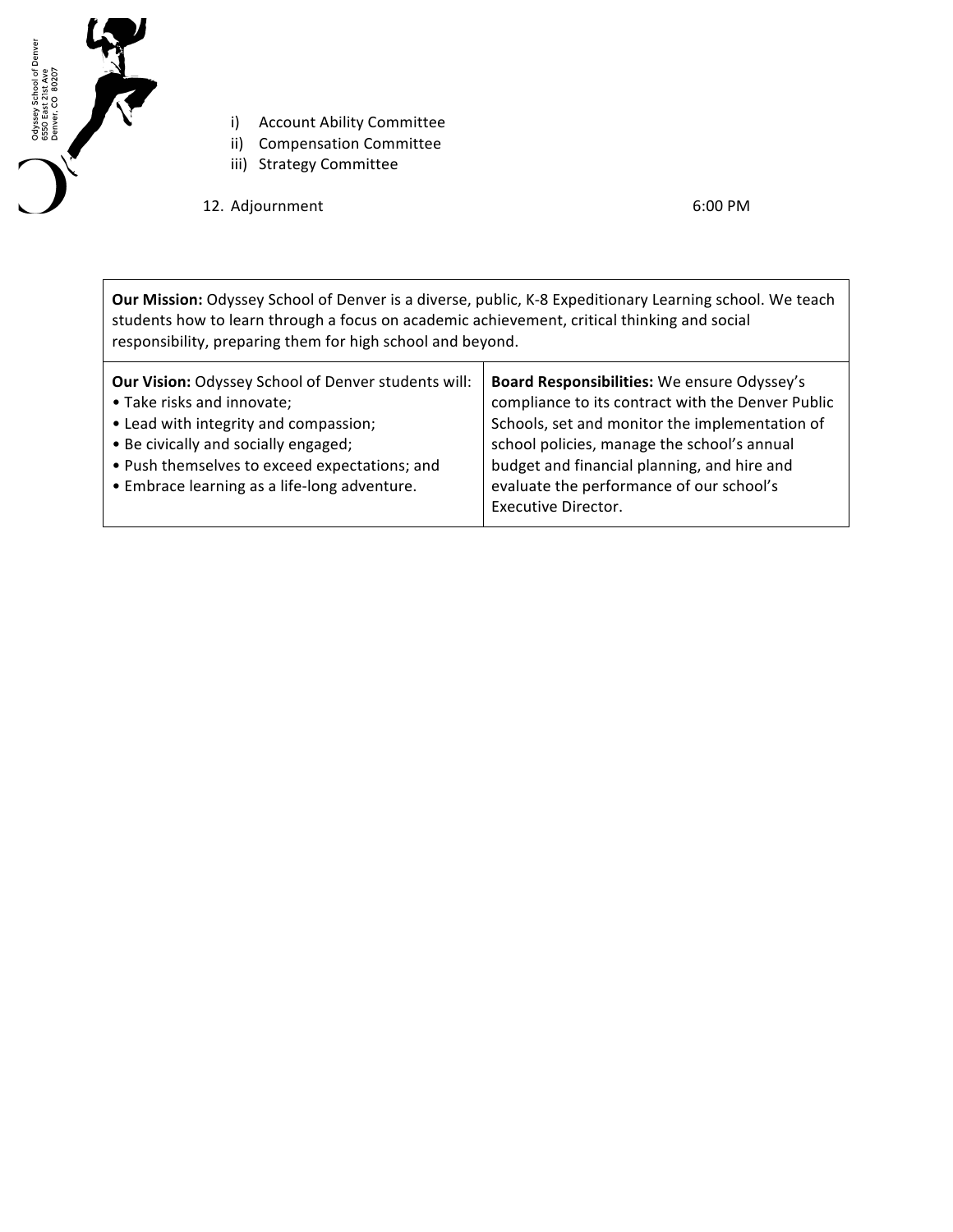i) Account Ability Committee
ii) Compensation Committee
iii) Strategy Committee

12. Adjournment 6:00 PM

| | |
|---|---|
| **Our Mission:** Odyssey School of Denver is a diverse, public, K-8 Expeditionary Learning school. We teach students how to learn through a focus on academic achievement, critical thinking and social responsibility, preparing them for high school and beyond. | |
| **Our Vision:** Odyssey School of Denver students will:<br>• Take risks and innovate;<br>• Lead with integrity and compassion;<br>• Be civically and socially engaged;<br>• Push themselves to exceed expectations; and<br>• Embrace learning as a life-long adventure. | **Board Responsibilities:** We ensure Odyssey's compliance to its contract with the Denver Public Schools, set and monitor the implementation of school policies, manage the school's annual budget and financial planning, and hire and evaluate the performance of our school's Executive Director. |